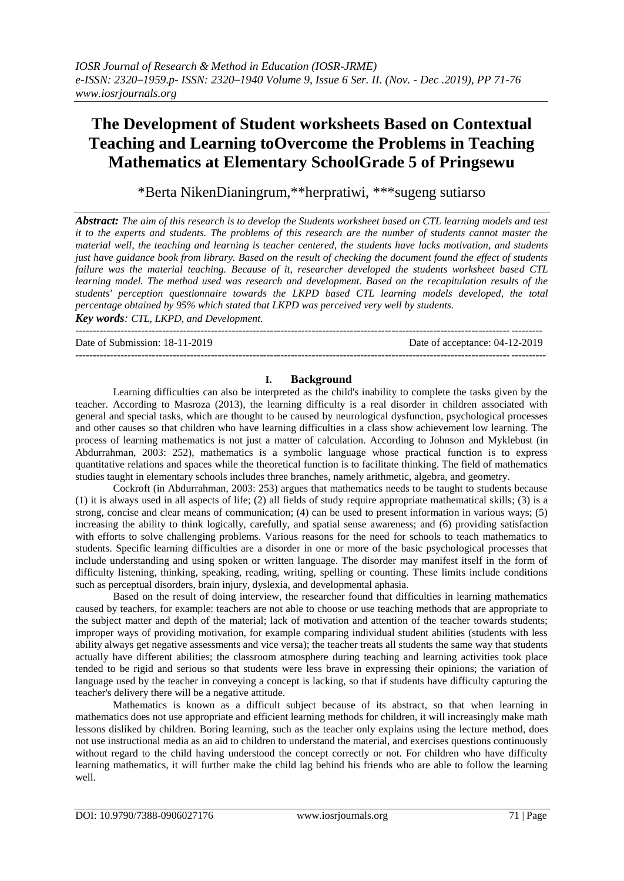# The Development of Student worksheets Based on Contextual Teaching and Learning toOvercome the Problems in Teaching Mathematics at Elementary SchoolGrade 5 of Pringsewu

\*Berta NikenDianingrum,\*\*herpratiwi, \*\*\*sugeng sutiarso

***Abstract:*** *The aim of this research is to develop the Students worksheet based on CTL learning models and test it to the experts and students. The problems of this research are the number of students cannot master the material well, the teaching and learning is teacher centered, the students have lacks motivation, and students just have guidance book from library. Based on the result of checking the document found the effect of students failure was the material teaching. Because of it, researcher developed the students worksheet based CTL learning model. The method used was research and development. Based on the recapitulation results of the students' perception questionnaire towards the LKPD based CTL learning models developed, the total percentage obtained by 95% which stated that LKPD was perceived very well by students.*

***Key words****: CTL, LKPD, and Development.*

Date of Submission: 18-11-2019 Date of acceptance: 04-12-2019

## I. Background

Learning difficulties can also be interpreted as the child's inability to complete the tasks given by the teacher. According to Masroza (2013), the learning difficulty is a real disorder in children associated with general and special tasks, which are thought to be caused by neurological dysfunction, psychological processes and other causes so that children who have learning difficulties in a class show achievement low learning. The process of learning mathematics is not just a matter of calculation. According to Johnson and Myklebust (in Abdurrahman, 2003: 252), mathematics is a symbolic language whose practical function is to express quantitative relations and spaces while the theoretical function is to facilitate thinking. The field of mathematics studies taught in elementary schools includes three branches, namely arithmetic, algebra, and geometry.

Cockroft (in Abdurrahman, 2003: 253) argues that mathematics needs to be taught to students because (1) it is always used in all aspects of life; (2) all fields of study require appropriate mathematical skills; (3) is a strong, concise and clear means of communication; (4) can be used to present information in various ways; (5) increasing the ability to think logically, carefully, and spatial sense awareness; and (6) providing satisfaction with efforts to solve challenging problems. Various reasons for the need for schools to teach mathematics to students. Specific learning difficulties are a disorder in one or more of the basic psychological processes that include understanding and using spoken or written language. The disorder may manifest itself in the form of difficulty listening, thinking, speaking, reading, writing, spelling or counting. These limits include conditions such as perceptual disorders, brain injury, dyslexia, and developmental aphasia.

Based on the result of doing interview, the researcher found that difficulties in learning mathematics caused by teachers, for example: teachers are not able to choose or use teaching methods that are appropriate to the subject matter and depth of the material; lack of motivation and attention of the teacher towards students; improper ways of providing motivation, for example comparing individual student abilities (students with less ability always get negative assessments and vice versa); the teacher treats all students the same way that students actually have different abilities; the classroom atmosphere during teaching and learning activities took place tended to be rigid and serious so that students were less brave in expressing their opinions; the variation of language used by the teacher in conveying a concept is lacking, so that if students have difficulty capturing the teacher's delivery there will be a negative attitude.

Mathematics is known as a difficult subject because of its abstract, so that when learning in mathematics does not use appropriate and efficient learning methods for children, it will increasingly make math lessons disliked by children. Boring learning, such as the teacher only explains using the lecture method, does not use instructional media as an aid to children to understand the material, and exercises questions continuously without regard to the child having understood the concept correctly or not. For children who have difficulty learning mathematics, it will further make the child lag behind his friends who are able to follow the learning well.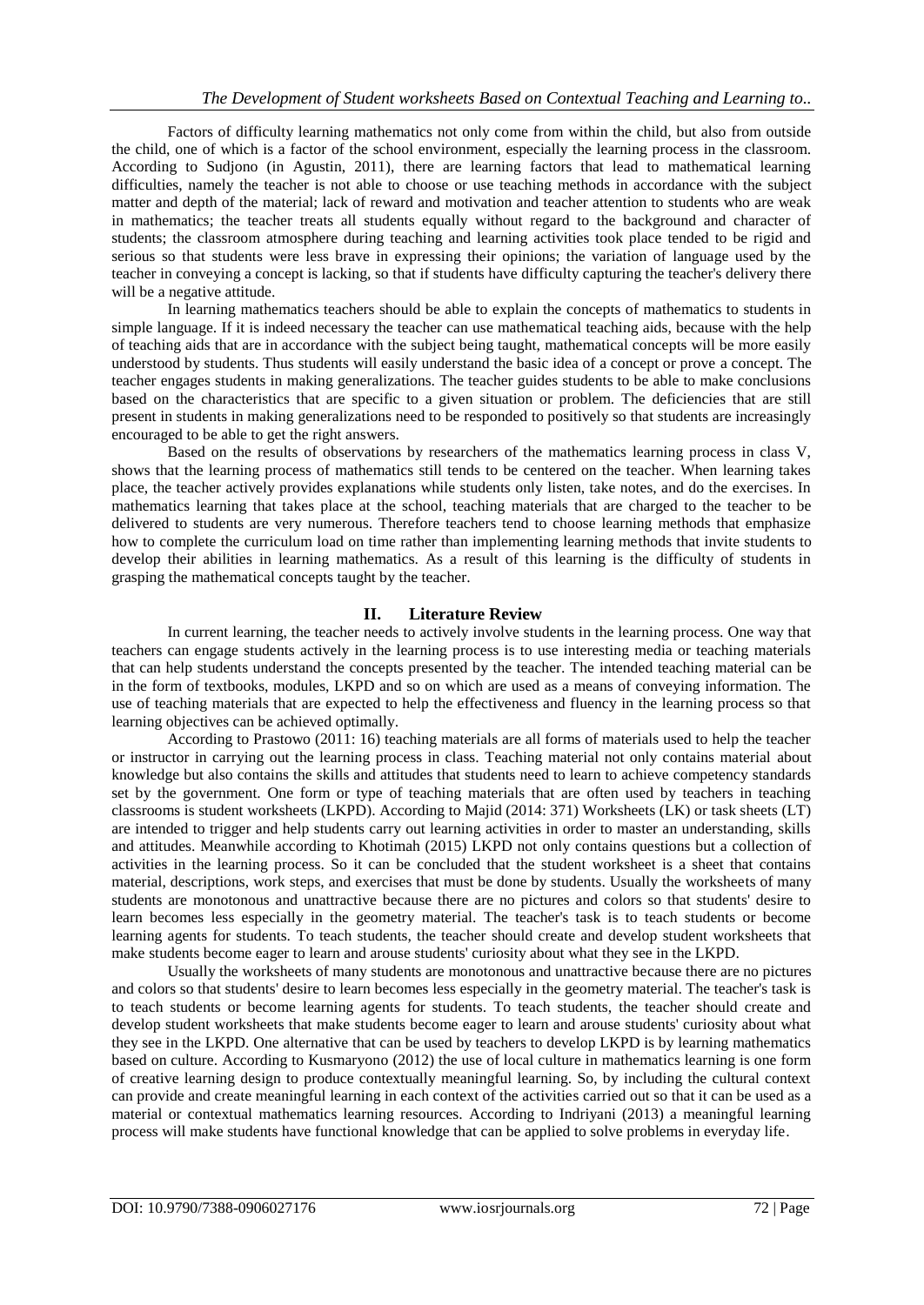Factors of difficulty learning mathematics not only come from within the child, but also from outside the child, one of which is a factor of the school environment, especially the learning process in the classroom. According to Sudjono (in Agustin, 2011), there are learning factors that lead to mathematical learning difficulties, namely the teacher is not able to choose or use teaching methods in accordance with the subject matter and depth of the material; lack of reward and motivation and teacher attention to students who are weak in mathematics; the teacher treats all students equally without regard to the background and character of students; the classroom atmosphere during teaching and learning activities took place tended to be rigid and serious so that students were less brave in expressing their opinions; the variation of language used by the teacher in conveying a concept is lacking, so that if students have difficulty capturing the teacher's delivery there will be a negative attitude.

In learning mathematics teachers should be able to explain the concepts of mathematics to students in simple language. If it is indeed necessary the teacher can use mathematical teaching aids, because with the help of teaching aids that are in accordance with the subject being taught, mathematical concepts will be more easily understood by students. Thus students will easily understand the basic idea of a concept or prove a concept. The teacher engages students in making generalizations. The teacher guides students to be able to make conclusions based on the characteristics that are specific to a given situation or problem. The deficiencies that are still present in students in making generalizations need to be responded to positively so that students are increasingly encouraged to be able to get the right answers.

Based on the results of observations by researchers of the mathematics learning process in class V, shows that the learning process of mathematics still tends to be centered on the teacher. When learning takes place, the teacher actively provides explanations while students only listen, take notes, and do the exercises. In mathematics learning that takes place at the school, teaching materials that are charged to the teacher to be delivered to students are very numerous. Therefore teachers tend to choose learning methods that emphasize how to complete the curriculum load on time rather than implementing learning methods that invite students to develop their abilities in learning mathematics. As a result of this learning is the difficulty of students in grasping the mathematical concepts taught by the teacher.

## II. Literature Review

In current learning, the teacher needs to actively involve students in the learning process. One way that teachers can engage students actively in the learning process is to use interesting media or teaching materials that can help students understand the concepts presented by the teacher. The intended teaching material can be in the form of textbooks, modules, LKPD and so on which are used as a means of conveying information. The use of teaching materials that are expected to help the effectiveness and fluency in the learning process so that learning objectives can be achieved optimally.

According to Prastowo (2011: 16) teaching materials are all forms of materials used to help the teacher or instructor in carrying out the learning process in class. Teaching material not only contains material about knowledge but also contains the skills and attitudes that students need to learn to achieve competency standards set by the government. One form or type of teaching materials that are often used by teachers in teaching classrooms is student worksheets (LKPD). According to Majid (2014: 371) Worksheets (LK) or task sheets (LT) are intended to trigger and help students carry out learning activities in order to master an understanding, skills and attitudes. Meanwhile according to Khotimah (2015) LKPD not only contains questions but a collection of activities in the learning process. So it can be concluded that the student worksheet is a sheet that contains material, descriptions, work steps, and exercises that must be done by students. Usually the worksheets of many students are monotonous and unattractive because there are no pictures and colors so that students' desire to learn becomes less especially in the geometry material. The teacher's task is to teach students or become learning agents for students. To teach students, the teacher should create and develop student worksheets that make students become eager to learn and arouse students' curiosity about what they see in the LKPD.

Usually the worksheets of many students are monotonous and unattractive because there are no pictures and colors so that students' desire to learn becomes less especially in the geometry material. The teacher's task is to teach students or become learning agents for students. To teach students, the teacher should create and develop student worksheets that make students become eager to learn and arouse students' curiosity about what they see in the LKPD. One alternative that can be used by teachers to develop LKPD is by learning mathematics based on culture. According to Kusmaryono (2012) the use of local culture in mathematics learning is one form of creative learning design to produce contextually meaningful learning. So, by including the cultural context can provide and create meaningful learning in each context of the activities carried out so that it can be used as a material or contextual mathematics learning resources. According to Indriyani (2013) a meaningful learning process will make students have functional knowledge that can be applied to solve problems in everyday life.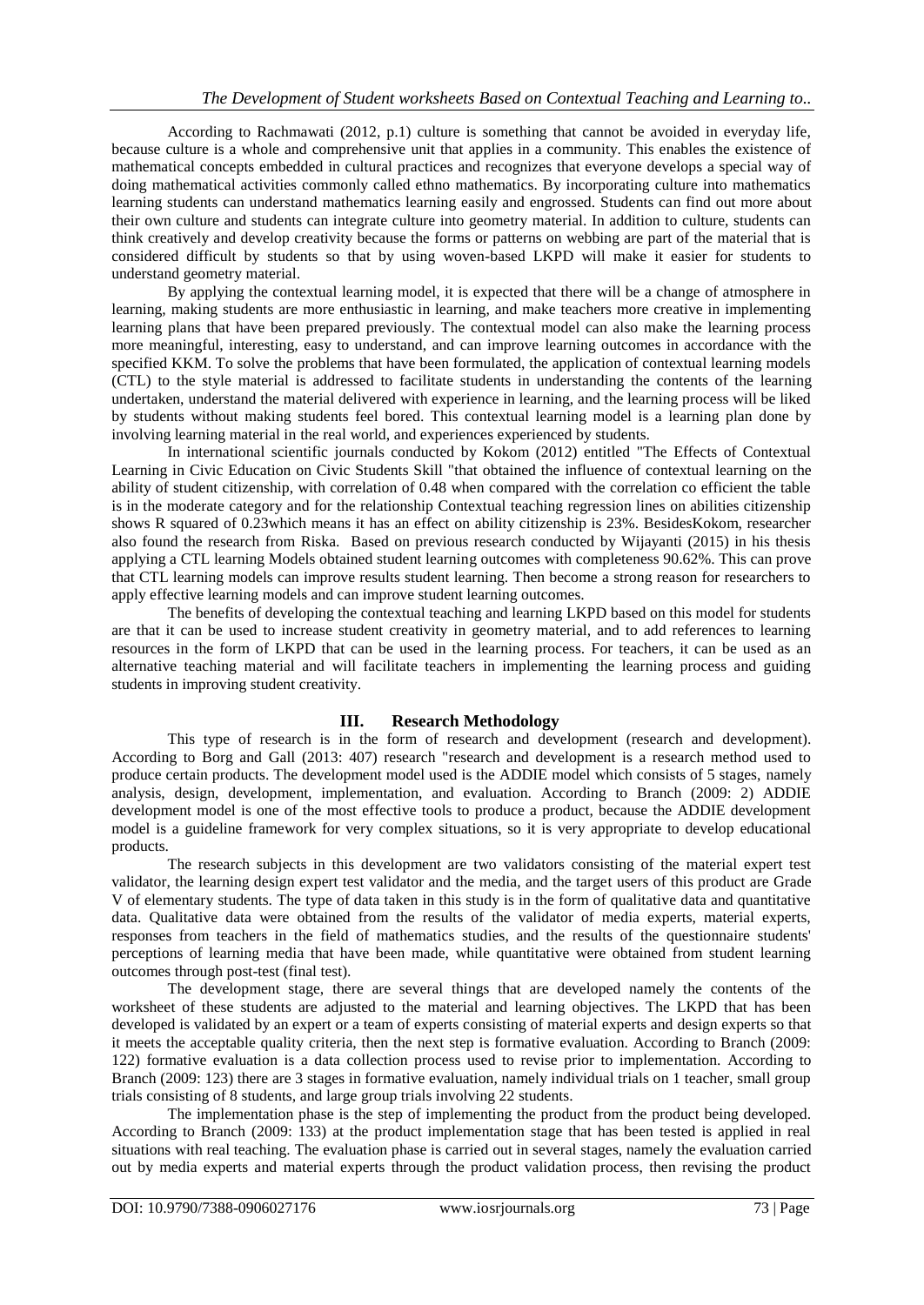According to Rachmawati (2012, p.1) culture is something that cannot be avoided in everyday life, because culture is a whole and comprehensive unit that applies in a community. This enables the existence of mathematical concepts embedded in cultural practices and recognizes that everyone develops a special way of doing mathematical activities commonly called ethno mathematics. By incorporating culture into mathematics learning students can understand mathematics learning easily and engrossed. Students can find out more about their own culture and students can integrate culture into geometry material. In addition to culture, students can think creatively and develop creativity because the forms or patterns on webbing are part of the material that is considered difficult by students so that by using woven-based LKPD will make it easier for students to understand geometry material.

By applying the contextual learning model, it is expected that there will be a change of atmosphere in learning, making students are more enthusiastic in learning, and make teachers more creative in implementing learning plans that have been prepared previously. The contextual model can also make the learning process more meaningful, interesting, easy to understand, and can improve learning outcomes in accordance with the specified KKM. To solve the problems that have been formulated, the application of contextual learning models (CTL) to the style material is addressed to facilitate students in understanding the contents of the learning undertaken, understand the material delivered with experience in learning, and the learning process will be liked by students without making students feel bored. This contextual learning model is a learning plan done by involving learning material in the real world, and experiences experienced by students.

In international scientific journals conducted by Kokom (2012) entitled "The Effects of Contextual Learning in Civic Education on Civic Students Skill "that obtained the influence of contextual learning on the ability of student citizenship, with correlation of 0.48 when compared with the correlation co efficient the table is in the moderate category and for the relationship Contextual teaching regression lines on abilities citizenship shows R squared of 0.23which means it has an effect on ability citizenship is 23%. BesidesKokom, researcher also found the research from Riska. Based on previous research conducted by Wijayanti (2015) in his thesis applying a CTL learning Models obtained student learning outcomes with completeness 90.62%. This can prove that CTL learning models can improve results student learning. Then become a strong reason for researchers to apply effective learning models and can improve student learning outcomes.

The benefits of developing the contextual teaching and learning LKPD based on this model for students are that it can be used to increase student creativity in geometry material, and to add references to learning resources in the form of LKPD that can be used in the learning process. For teachers, it can be used as an alternative teaching material and will facilitate teachers in implementing the learning process and guiding students in improving student creativity.

## III. Research Methodology

This type of research is in the form of research and development (research and development). According to Borg and Gall (2013: 407) research "research and development is a research method used to produce certain products. The development model used is the ADDIE model which consists of 5 stages, namely analysis, design, development, implementation, and evaluation. According to Branch (2009: 2) ADDIE development model is one of the most effective tools to produce a product, because the ADDIE development model is a guideline framework for very complex situations, so it is very appropriate to develop educational products.

The research subjects in this development are two validators consisting of the material expert test validator, the learning design expert test validator and the media, and the target users of this product are Grade V of elementary students. The type of data taken in this study is in the form of qualitative data and quantitative data. Qualitative data were obtained from the results of the validator of media experts, material experts, responses from teachers in the field of mathematics studies, and the results of the questionnaire students' perceptions of learning media that have been made, while quantitative were obtained from student learning outcomes through post-test (final test).

The development stage, there are several things that are developed namely the contents of the worksheet of these students are adjusted to the material and learning objectives. The LKPD that has been developed is validated by an expert or a team of experts consisting of material experts and design experts so that it meets the acceptable quality criteria, then the next step is formative evaluation. According to Branch (2009: 122) formative evaluation is a data collection process used to revise prior to implementation. According to Branch (2009: 123) there are 3 stages in formative evaluation, namely individual trials on 1 teacher, small group trials consisting of 8 students, and large group trials involving 22 students.

The implementation phase is the step of implementing the product from the product being developed. According to Branch (2009: 133) at the product implementation stage that has been tested is applied in real situations with real teaching. The evaluation phase is carried out in several stages, namely the evaluation carried out by media experts and material experts through the product validation process, then revising the product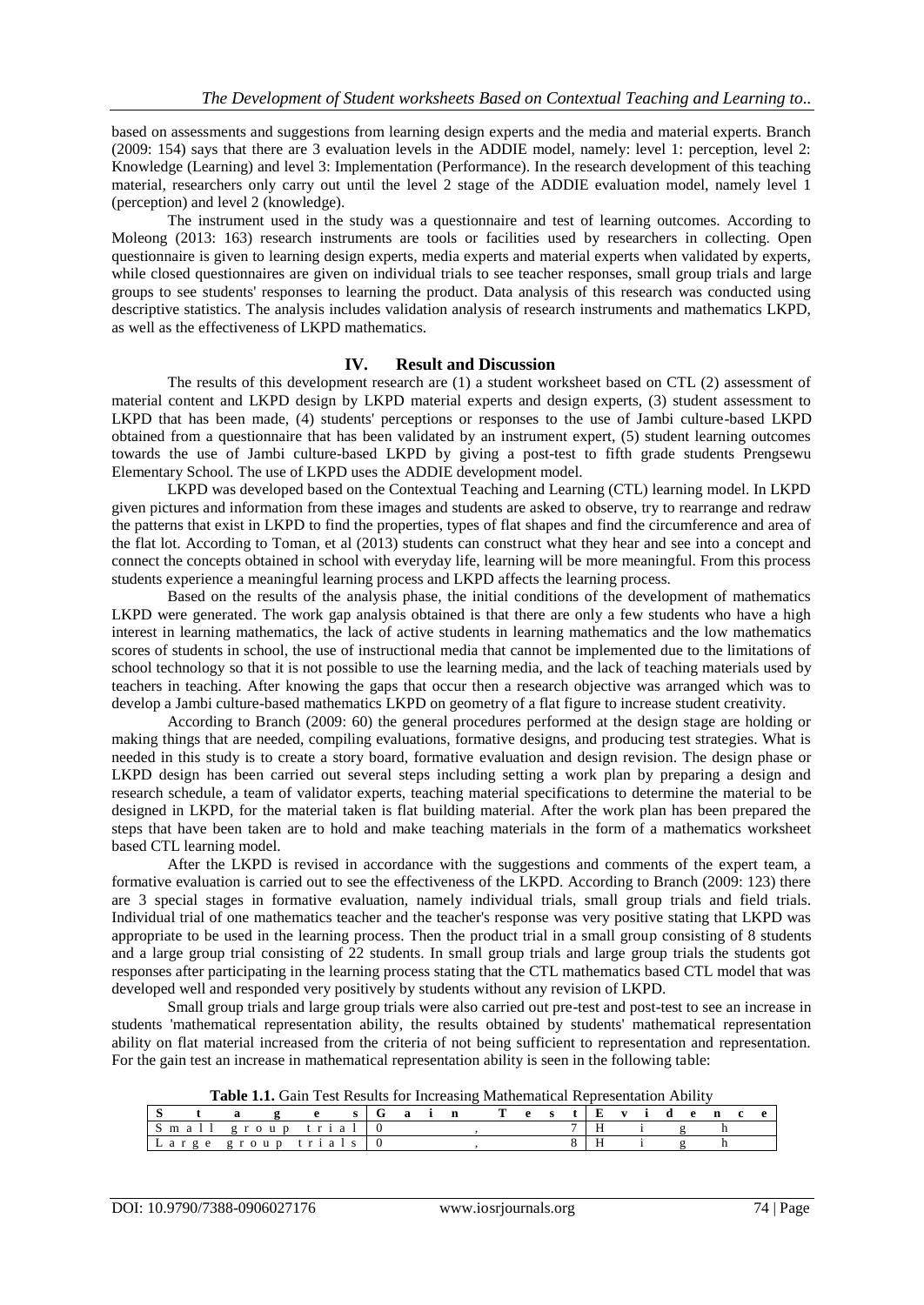based on assessments and suggestions from learning design experts and the media and material experts. Branch (2009: 154) says that there are 3 evaluation levels in the ADDIE model, namely: level 1: perception, level 2: Knowledge (Learning) and level 3: Implementation (Performance). In the research development of this teaching material, researchers only carry out until the level 2 stage of the ADDIE evaluation model, namely level 1 (perception) and level 2 (knowledge).

The instrument used in the study was a questionnaire and test of learning outcomes. According to Moleong (2013: 163) research instruments are tools or facilities used by researchers in collecting. Open questionnaire is given to learning design experts, media experts and material experts when validated by experts, while closed questionnaires are given on individual trials to see teacher responses, small group trials and large groups to see students' responses to learning the product. Data analysis of this research was conducted using descriptive statistics. The analysis includes validation analysis of research instruments and mathematics LKPD, as well as the effectiveness of LKPD mathematics.

## IV. Result and Discussion

The results of this development research are (1) a student worksheet based on CTL (2) assessment of material content and LKPD design by LKPD material experts and design experts, (3) student assessment to LKPD that has been made, (4) students' perceptions or responses to the use of Jambi culture-based LKPD obtained from a questionnaire that has been validated by an instrument expert, (5) student learning outcomes towards the use of Jambi culture-based LKPD by giving a post-test to fifth grade students Prengsewu Elementary School. The use of LKPD uses the ADDIE development model.

LKPD was developed based on the Contextual Teaching and Learning (CTL) learning model. In LKPD given pictures and information from these images and students are asked to observe, try to rearrange and redraw the patterns that exist in LKPD to find the properties, types of flat shapes and find the circumference and area of the flat lot. According to Toman, et al (2013) students can construct what they hear and see into a concept and connect the concepts obtained in school with everyday life, learning will be more meaningful. From this process students experience a meaningful learning process and LKPD affects the learning process.

Based on the results of the analysis phase, the initial conditions of the development of mathematics LKPD were generated. The work gap analysis obtained is that there are only a few students who have a high interest in learning mathematics, the lack of active students in learning mathematics and the low mathematics scores of students in school, the use of instructional media that cannot be implemented due to the limitations of school technology so that it is not possible to use the learning media, and the lack of teaching materials used by teachers in teaching. After knowing the gaps that occur then a research objective was arranged which was to develop a Jambi culture-based mathematics LKPD on geometry of a flat figure to increase student creativity.

According to Branch (2009: 60) the general procedures performed at the design stage are holding or making things that are needed, compiling evaluations, formative designs, and producing test strategies. What is needed in this study is to create a story board, formative evaluation and design revision. The design phase or LKPD design has been carried out several steps including setting a work plan by preparing a design and research schedule, a team of validator experts, teaching material specifications to determine the material to be designed in LKPD, for the material taken is flat building material. After the work plan has been prepared the steps that have been taken are to hold and make teaching materials in the form of a mathematics worksheet based CTL learning model.

After the LKPD is revised in accordance with the suggestions and comments of the expert team, a formative evaluation is carried out to see the effectiveness of the LKPD. According to Branch (2009: 123) there are 3 special stages in formative evaluation, namely individual trials, small group trials and field trials. Individual trial of one mathematics teacher and the teacher's response was very positive stating that LKPD was appropriate to be used in the learning process. Then the product trial in a small group consisting of 8 students and a large group trial consisting of 22 students. In small group trials and large group trials the students got responses after participating in the learning process stating that the CTL mathematics based CTL model that was developed well and responded very positively by students without any revision of LKPD.

Small group trials and large group trials were also carried out pre-test and post-test to see an increase in students 'mathematical representation ability, the results obtained by students' mathematical representation ability on flat material increased from the criteria of not being sufficient to representation and representation. For the gain test an increase in mathematical representation ability is seen in the following table:

**Table 1.1.** Gain Test Results for Increasing Mathematical Representation Ability

| Stages | Gain Test | Evidence |
|---|---|---|
| Small group trial | 0,7 | High |
| Large group trials | 0,8 | High |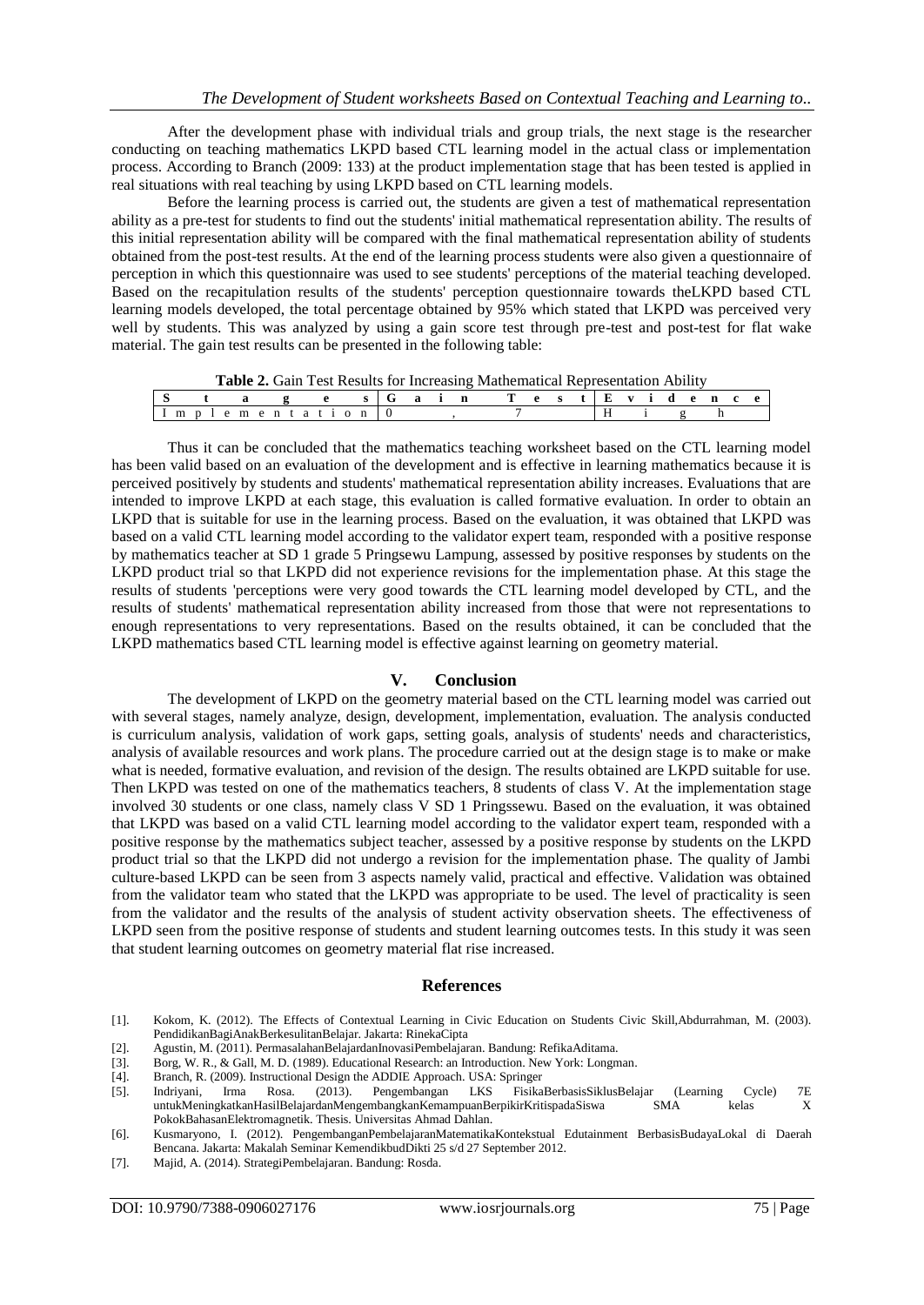After the development phase with individual trials and group trials, the next stage is the researcher conducting on teaching mathematics LKPD based CTL learning model in the actual class or implementation process. According to Branch (2009: 133) at the product implementation stage that has been tested is applied in real situations with real teaching by using LKPD based on CTL learning models.

Before the learning process is carried out, the students are given a test of mathematical representation ability as a pre-test for students to find out the students' initial mathematical representation ability. The results of this initial representation ability will be compared with the final mathematical representation ability of students obtained from the post-test results. At the end of the learning process students were also given a questionnaire of perception in which this questionnaire was used to see students' perceptions of the material teaching developed. Based on the recapitulation results of the students' perception questionnaire towards theLKPD based CTL learning models developed, the total percentage obtained by 95% which stated that LKPD was perceived very well by students. This was analyzed by using a gain score test through pre-test and post-test for flat wake material. The gain test results can be presented in the following table:

**Table 2.** Gain Test Results for Increasing Mathematical Representation Ability

| Stages | Gain Test | Evidence |
|---|---|---|
| Implementation | 0,7 | High |

Thus it can be concluded that the mathematics teaching worksheet based on the CTL learning model has been valid based on an evaluation of the development and is effective in learning mathematics because it is perceived positively by students and students' mathematical representation ability increases. Evaluations that are intended to improve LKPD at each stage, this evaluation is called formative evaluation. In order to obtain an LKPD that is suitable for use in the learning process. Based on the evaluation, it was obtained that LKPD was based on a valid CTL learning model according to the validator expert team, responded with a positive response by mathematics teacher at SD 1 grade 5 Pringsewu Lampung, assessed by positive responses by students on the LKPD product trial so that LKPD did not experience revisions for the implementation phase. At this stage the results of students 'perceptions were very good towards the CTL learning model developed by CTL, and the results of students' mathematical representation ability increased from those that were not representations to enough representations to very representations. Based on the results obtained, it can be concluded that the LKPD mathematics based CTL learning model is effective against learning on geometry material.

## V. Conclusion

The development of LKPD on the geometry material based on the CTL learning model was carried out with several stages, namely analyze, design, development, implementation, evaluation. The analysis conducted is curriculum analysis, validation of work gaps, setting goals, analysis of students' needs and characteristics, analysis of available resources and work plans. The procedure carried out at the design stage is to make or make what is needed, formative evaluation, and revision of the design. The results obtained are LKPD suitable for use. Then LKPD was tested on one of the mathematics teachers, 8 students of class V. At the implementation stage involved 30 students or one class, namely class V SD 1 Pringssewu. Based on the evaluation, it was obtained that LKPD was based on a valid CTL learning model according to the validator expert team, responded with a positive response by the mathematics subject teacher, assessed by a positive response by students on the LKPD product trial so that the LKPD did not undergo a revision for the implementation phase. The quality of Jambi culture-based LKPD can be seen from 3 aspects namely valid, practical and effective. Validation was obtained from the validator team who stated that the LKPD was appropriate to be used. The level of practicality is seen from the validator and the results of the analysis of student activity observation sheets. The effectiveness of LKPD seen from the positive response of students and student learning outcomes tests. In this study it was seen that student learning outcomes on geometry material flat rise increased.

## References

[1]. Kokom, K. (2012). The Effects of Contextual Learning in Civic Education on Students Civic Skill,Abdurrahman, M. (2003). PendidikanBagiAnakBerkesulitanBelajar. Jakarta: RinekaCipta

[2]. Agustin, M. (2011). PermasalahanBelajardanInovasiPembelajaran. Bandung: RefikaAditama.

[3]. Borg, W. R., & Gall, M. D. (1989). Educational Research: an Introduction. New York: Longman.

[4]. Branch, R. (2009). Instructional Design the ADDIE Approach. USA: Springer

[5]. Indriyani, Irma Rosa. (2013). Pengembangan LKS FisikaBerbasisSiklusBelajar (Learning Cycle) 7E untukMeningkatkanHasilBelajardanMengembangkanKemampuanBerpikirKritispadaSiswa SMA kelas X PokokBahasanElektromagnetik. Thesis. Universitas Ahmad Dahlan.

[6]. Kusmaryono, I. (2012). PengembanganPembelajaranMatematikaKontekstual Edutainment BerbasisBudayaLokal di Daerah Bencana. Jakarta: Makalah Seminar KemendikbudDikti 25 s/d 27 September 2012.

[7]. Majid, A. (2014). StrategiPembelajaran. Bandung: Rosda.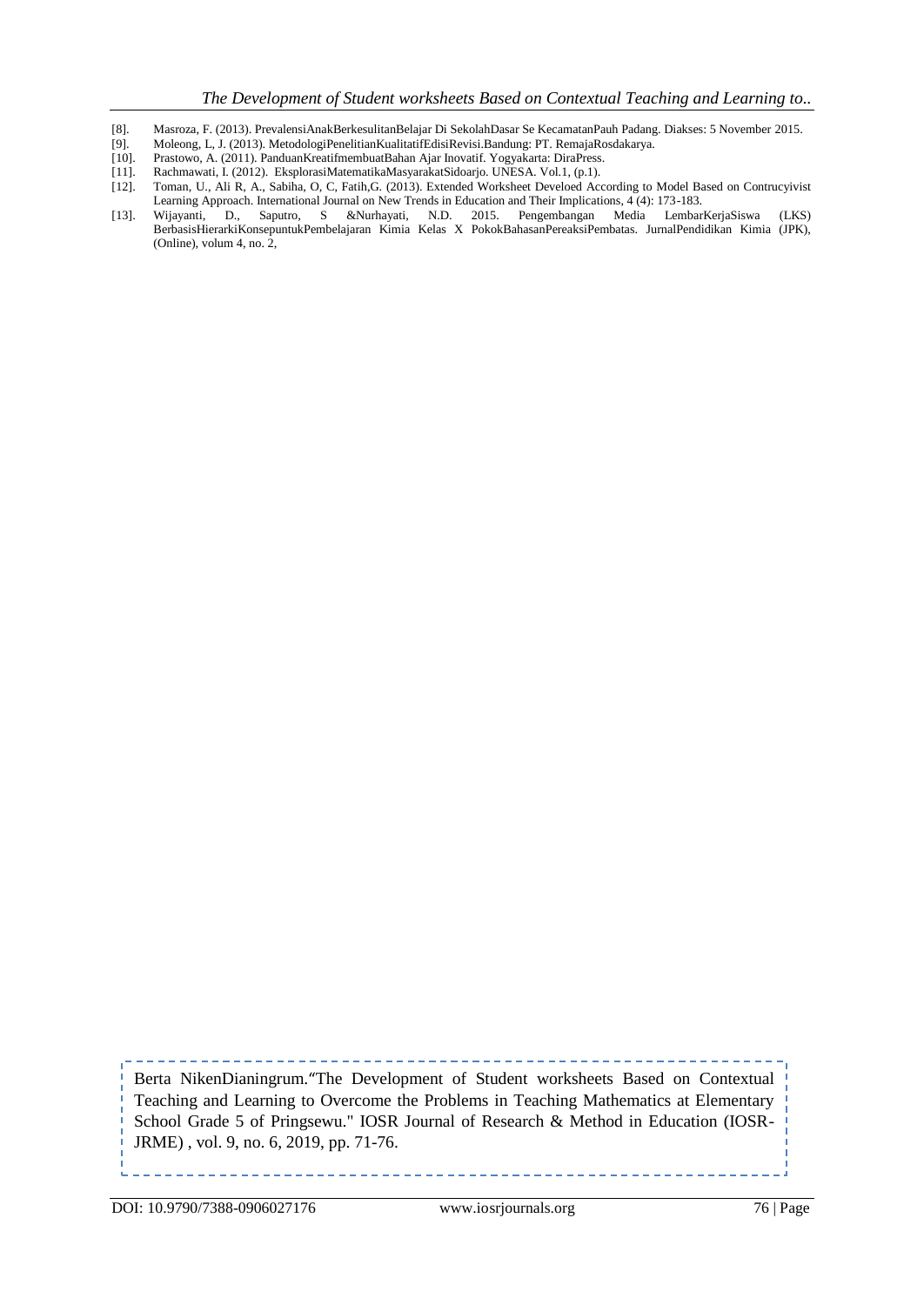[8]. Masroza, F. (2013). PrevalensiAnakBerkesulitanBelajar Di SekolahDasar Se KecamatanPauh Padang. Diakses: 5 November 2015.

[9]. Moleong, L, J. (2013). MetodologiPenelitianKualitatifEdisiRevisi.Bandung: PT. RemajaRosdakarya.

[10]. Prastowo, A. (2011). PanduanKreatifmembuatBahan Ajar Inovatif. Yogyakarta: DiraPress.

[11]. Rachmawati, I. (2012). EksplorasiMatematikaMasyarakatSidoarjo. UNESA. Vol.1, (p.1).

[12]. Toman, U., Ali R, A., Sabiha, O, C, Fatih,G. (2013). Extended Worksheet Develoed According to Model Based on Contrucyivist Learning Approach. International Journal on New Trends in Education and Their Implications, 4 (4): 173-183.

[13]. Wijayanti, D., Saputro, S &Nurhayati, N.D. 2015. Pengembangan Media LembarKerjaSiswa (LKS) BerbasisHierarkiKonsepuntukPembelajaran Kimia Kelas X PokokBahasanPereaksiPembatas. JurnalPendidikan Kimia (JPK), (Online), volum 4, no. 2,

---

Berta NikenDianingrum."The Development of Student worksheets Based on Contextual Teaching and Learning to Overcome the Problems in Teaching Mathematics at Elementary School Grade 5 of Pringsewu." IOSR Journal of Research & Method in Education (IOSR-JRME) , vol. 9, no. 6, 2019, pp. 71-76.